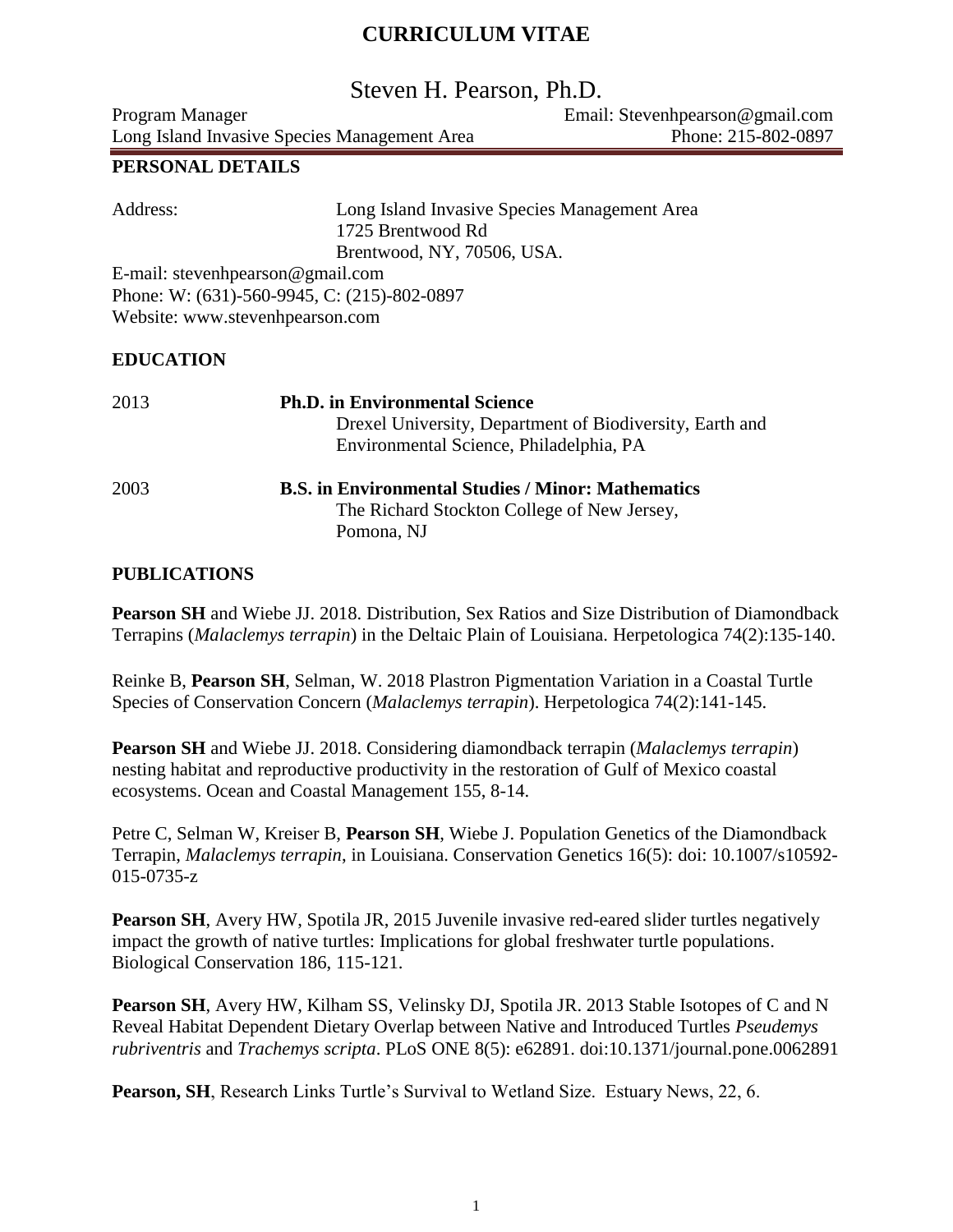# CURRICULUM VITAE

## Steven H. Pearson, Ph.D.

Program Manager — Email: Stevenhpearson@gmail.com
Long Island Invasive Species Management Area — Phone: 215-802-0897

## PERSONAL DETAILS

Address: Long Island Invasive Species Management Area
1725 Brentwood Rd
Brentwood, NY, 70506, USA.

E-mail: stevenhpearson@gmail.com
Phone: W: (631)-560-9945, C: (215)-802-0897
Website: www.stevenhpearson.com

## EDUCATION

2013 — **Ph.D. in Environmental Science**
Drexel University, Department of Biodiversity, Earth and Environmental Science, Philadelphia, PA

2003 — **B.S. in Environmental Studies / Minor: Mathematics**
The Richard Stockton College of New Jersey, Pomona, NJ

## PUBLICATIONS

**Pearson SH** and Wiebe JJ. 2018. Distribution, Sex Ratios and Size Distribution of Diamondback Terrapins (*Malaclemys terrapin*) in the Deltaic Plain of Louisiana. Herpetologica 74(2):135-140.

Reinke B, **Pearson SH**, Selman, W. 2018 Plastron Pigmentation Variation in a Coastal Turtle Species of Conservation Concern (*Malaclemys terrapin*). Herpetologica 74(2):141-145.

**Pearson SH** and Wiebe JJ. 2018. Considering diamondback terrapin (*Malaclemys terrapin*) nesting habitat and reproductive productivity in the restoration of Gulf of Mexico coastal ecosystems. Ocean and Coastal Management 155, 8-14.

Petre C, Selman W, Kreiser B, **Pearson SH**, Wiebe J. Population Genetics of the Diamondback Terrapin, *Malaclemys terrapin*, in Louisiana. Conservation Genetics 16(5): doi: 10.1007/s10592-015-0735-z

**Pearson SH**, Avery HW, Spotila JR, 2015 Juvenile invasive red-eared slider turtles negatively impact the growth of native turtles: Implications for global freshwater turtle populations. Biological Conservation 186, 115-121.

**Pearson SH**, Avery HW, Kilham SS, Velinsky DJ, Spotila JR. 2013 Stable Isotopes of C and N Reveal Habitat Dependent Dietary Overlap between Native and Introduced Turtles *Pseudemys rubriventris* and *Trachemys scripta*. PLoS ONE 8(5): e62891. doi:10.1371/journal.pone.0062891

**Pearson, SH**, Research Links Turtle's Survival to Wetland Size. Estuary News, 22, 6.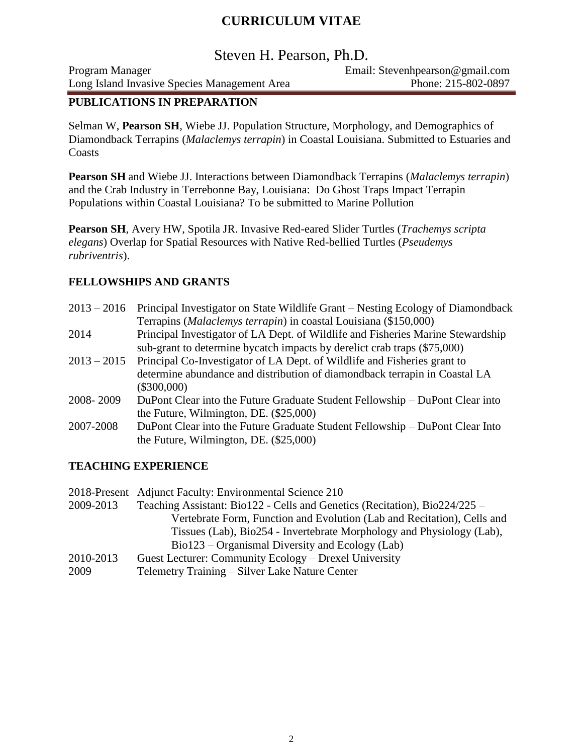# CURRICULUM VITAE

## Steven H. Pearson, Ph.D.

Program Manager — Email: Stevenhpearson@gmail.com
Long Island Invasive Species Management Area — Phone: 215-802-0897

### PUBLICATIONS IN PREPARATION

Selman W, **Pearson SH**, Wiebe JJ. Population Structure, Morphology, and Demographics of Diamondback Terrapins (*Malaclemys terrapin*) in Coastal Louisiana. Submitted to Estuaries and Coasts

**Pearson SH** and Wiebe JJ. Interactions between Diamondback Terrapins (*Malaclemys terrapin*) and the Crab Industry in Terrebonne Bay, Louisiana: Do Ghost Traps Impact Terrapin Populations within Coastal Louisiana? To be submitted to Marine Pollution

**Pearson SH**, Avery HW, Spotila JR. Invasive Red-eared Slider Turtles (*Trachemys scripta elegans*) Overlap for Spatial Resources with Native Red-bellied Turtles (*Pseudemys rubriventris*).

### FELLOWSHIPS AND GRANTS

| | |
|---|---|
| 2013 – 2016 | Principal Investigator on State Wildlife Grant – Nesting Ecology of Diamondback Terrapins (*Malaclemys terrapin*) in coastal Louisiana ($150,000) |
| 2014 | Principal Investigator of LA Dept. of Wildlife and Fisheries Marine Stewardship sub-grant to determine bycatch impacts by derelict crab traps ($75,000) |
| 2013 – 2015 | Principal Co-Investigator of LA Dept. of Wildlife and Fisheries grant to determine abundance and distribution of diamondback terrapin in Coastal LA ($300,000) |
| 2008- 2009 | DuPont Clear into the Future Graduate Student Fellowship – DuPont Clear into the Future, Wilmington, DE. ($25,000) |
| 2007-2008 | DuPont Clear into the Future Graduate Student Fellowship – DuPont Clear Into the Future, Wilmington, DE. ($25,000) |

### TEACHING EXPERIENCE

| | |
|---|---|
| 2018-Present | Adjunct Faculty: Environmental Science 210 |
| 2009-2013 | Teaching Assistant: Bio122 - Cells and Genetics (Recitation), Bio224/225 – Vertebrate Form, Function and Evolution (Lab and Recitation), Cells and Tissues (Lab), Bio254 - Invertebrate Morphology and Physiology (Lab), Bio123 – Organismal Diversity and Ecology (Lab) |
| 2010-2013 | Guest Lecturer: Community Ecology – Drexel University |
| 2009 | Telemetry Training – Silver Lake Nature Center |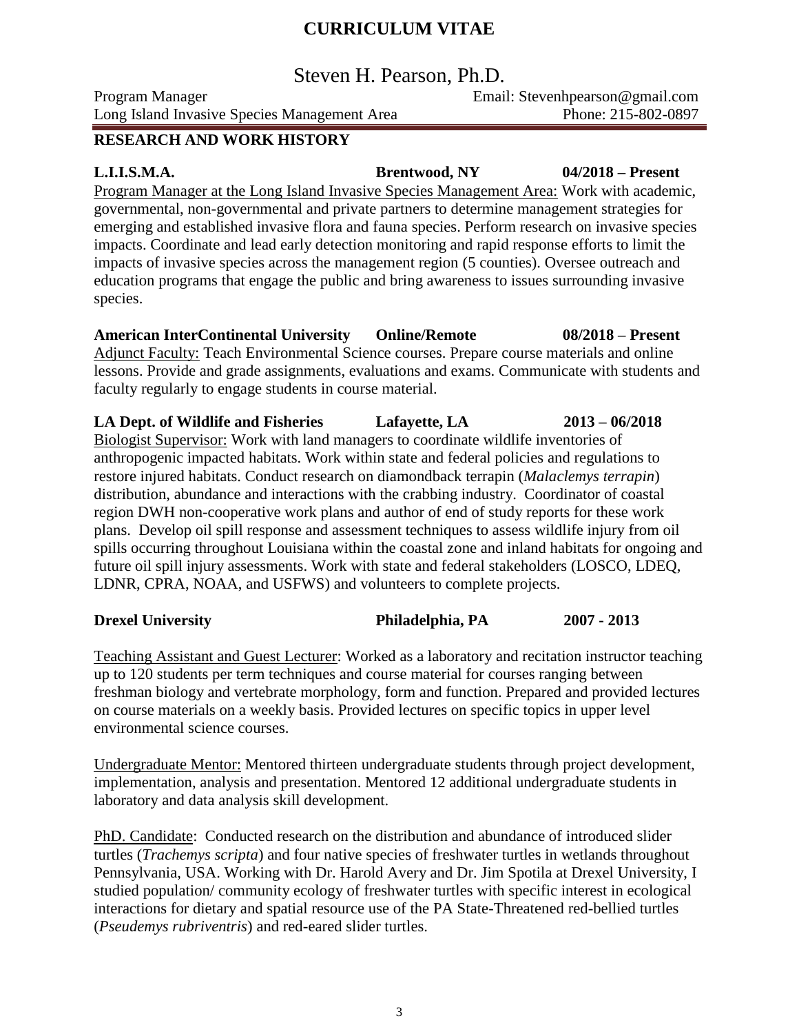# CURRICULUM VITAE

## Steven H. Pearson, Ph.D.

Program Manager  
Long Island Invasive Species Management Area

Email: Stevenhpearson@gmail.com  
Phone: 215-802-0897

## RESEARCH AND WORK HISTORY

**L.I.I.S.M.A. — Brentwood, NY — 04/2018 – Present**

Program Manager at the Long Island Invasive Species Management Area: Work with academic, governmental, non-governmental and private partners to determine management strategies for emerging and established invasive flora and fauna species. Perform research on invasive species impacts. Coordinate and lead early detection monitoring and rapid response efforts to limit the impacts of invasive species across the management region (5 counties). Oversee outreach and education programs that engage the public and bring awareness to issues surrounding invasive species.

**American InterContinental University — Online/Remote — 08/2018 – Present**

Adjunct Faculty: Teach Environmental Science courses. Prepare course materials and online lessons. Provide and grade assignments, evaluations and exams. Communicate with students and faculty regularly to engage students in course material.

**LA Dept. of Wildlife and Fisheries — Lafayette, LA — 2013 – 06/2018**

Biologist Supervisor: Work with land managers to coordinate wildlife inventories of anthropogenic impacted habitats. Work within state and federal policies and regulations to restore injured habitats. Conduct research on diamondback terrapin (*Malaclemys terrapin*) distribution, abundance and interactions with the crabbing industry. Coordinator of coastal region DWH non-cooperative work plans and author of end of study reports for these work plans. Develop oil spill response and assessment techniques to assess wildlife injury from oil spills occurring throughout Louisiana within the coastal zone and inland habitats for ongoing and future oil spill injury assessments. Work with state and federal stakeholders (LOSCO, LDEQ, LDNR, CPRA, NOAA, and USFWS) and volunteers to complete projects.

**Drexel University — Philadelphia, PA — 2007 - 2013**

Teaching Assistant and Guest Lecturer: Worked as a laboratory and recitation instructor teaching up to 120 students per term techniques and course material for courses ranging between freshman biology and vertebrate morphology, form and function. Prepared and provided lectures on course materials on a weekly basis. Provided lectures on specific topics in upper level environmental science courses.

Undergraduate Mentor: Mentored thirteen undergraduate students through project development, implementation, analysis and presentation. Mentored 12 additional undergraduate students in laboratory and data analysis skill development.

PhD. Candidate: Conducted research on the distribution and abundance of introduced slider turtles (*Trachemys scripta*) and four native species of freshwater turtles in wetlands throughout Pennsylvania, USA. Working with Dr. Harold Avery and Dr. Jim Spotila at Drexel University, I studied population/ community ecology of freshwater turtles with specific interest in ecological interactions for dietary and spatial resource use of the PA State-Threatened red-bellied turtles (*Pseudemys rubriventris*) and red-eared slider turtles.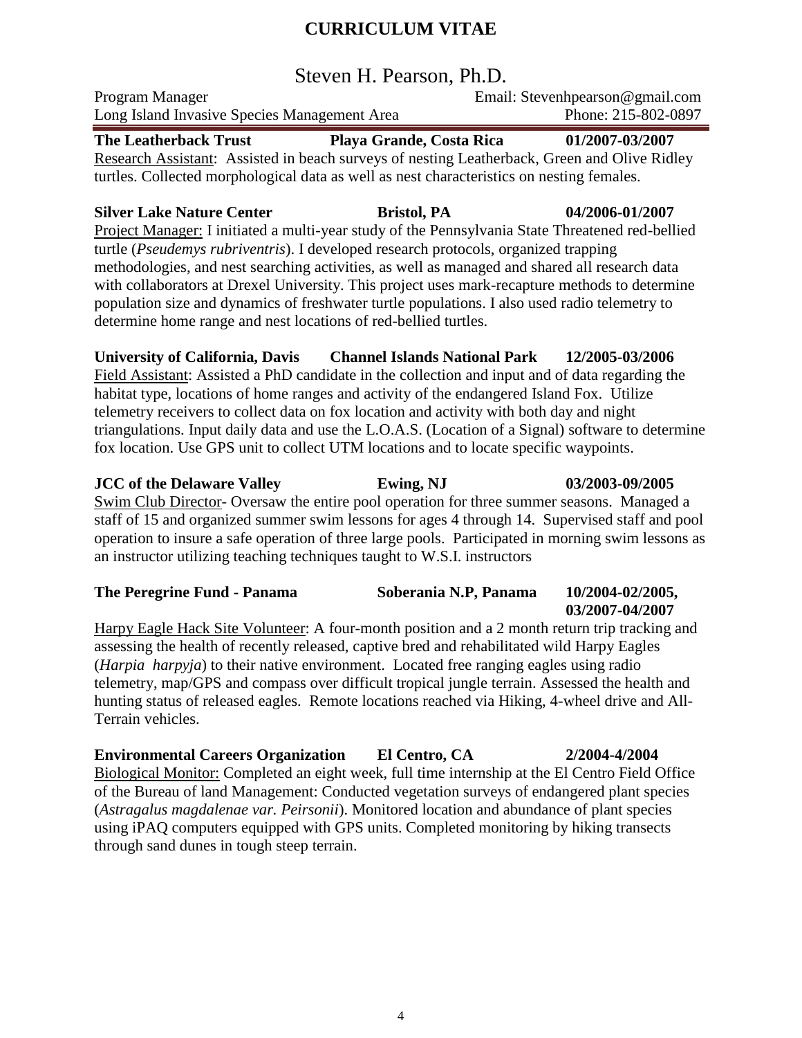# CURRICULUM VITAE

## Steven H. Pearson, Ph.D.

Program Manager Email: Stevenhpearson@gmail.com
Long Island Invasive Species Management Area Phone: 215-802-0897

**The Leatherback Trust** **Playa Grande, Costa Rica** **01/2007-03/2007**
Research Assistant: Assisted in beach surveys of nesting Leatherback, Green and Olive Ridley turtles. Collected morphological data as well as nest characteristics on nesting females.

**Silver Lake Nature Center** **Bristol, PA** **04/2006-01/2007**
Project Manager: I initiated a multi-year study of the Pennsylvania State Threatened red-bellied turtle (*Pseudemys rubriventris*). I developed research protocols, organized trapping methodologies, and nest searching activities, as well as managed and shared all research data with collaborators at Drexel University. This project uses mark-recapture methods to determine population size and dynamics of freshwater turtle populations. I also used radio telemetry to determine home range and nest locations of red-bellied turtles.

**University of California, Davis** **Channel Islands National Park** **12/2005-03/2006**
Field Assistant: Assisted a PhD candidate in the collection and input and of data regarding the habitat type, locations of home ranges and activity of the endangered Island Fox. Utilize telemetry receivers to collect data on fox location and activity with both day and night triangulations. Input daily data and use the L.O.A.S. (Location of a Signal) software to determine fox location. Use GPS unit to collect UTM locations and to locate specific waypoints.

**JCC of the Delaware Valley** **Ewing, NJ** **03/2003-09/2005**
Swim Club Director- Oversaw the entire pool operation for three summer seasons. Managed a staff of 15 and organized summer swim lessons for ages 4 through 14. Supervised staff and pool operation to insure a safe operation of three large pools. Participated in morning swim lessons as an instructor utilizing teaching techniques taught to W.S.I. instructors

**The Peregrine Fund - Panama** **Soberania N.P, Panama** **10/2004-02/2005, 03/2007-04/2007**
Harpy Eagle Hack Site Volunteer: A four-month position and a 2 month return trip tracking and assessing the health of recently released, captive bred and rehabilitated wild Harpy Eagles (*Harpia harpyja*) to their native environment. Located free ranging eagles using radio telemetry, map/GPS and compass over difficult tropical jungle terrain. Assessed the health and hunting status of released eagles. Remote locations reached via Hiking, 4-wheel drive and All-Terrain vehicles.

**Environmental Careers Organization** **El Centro, CA** **2/2004-4/2004**
Biological Monitor: Completed an eight week, full time internship at the El Centro Field Office of the Bureau of land Management: Conducted vegetation surveys of endangered plant species (*Astragalus magdalenae var. Peirsonii*). Monitored location and abundance of plant species using iPAQ computers equipped with GPS units. Completed monitoring by hiking transects through sand dunes in tough steep terrain.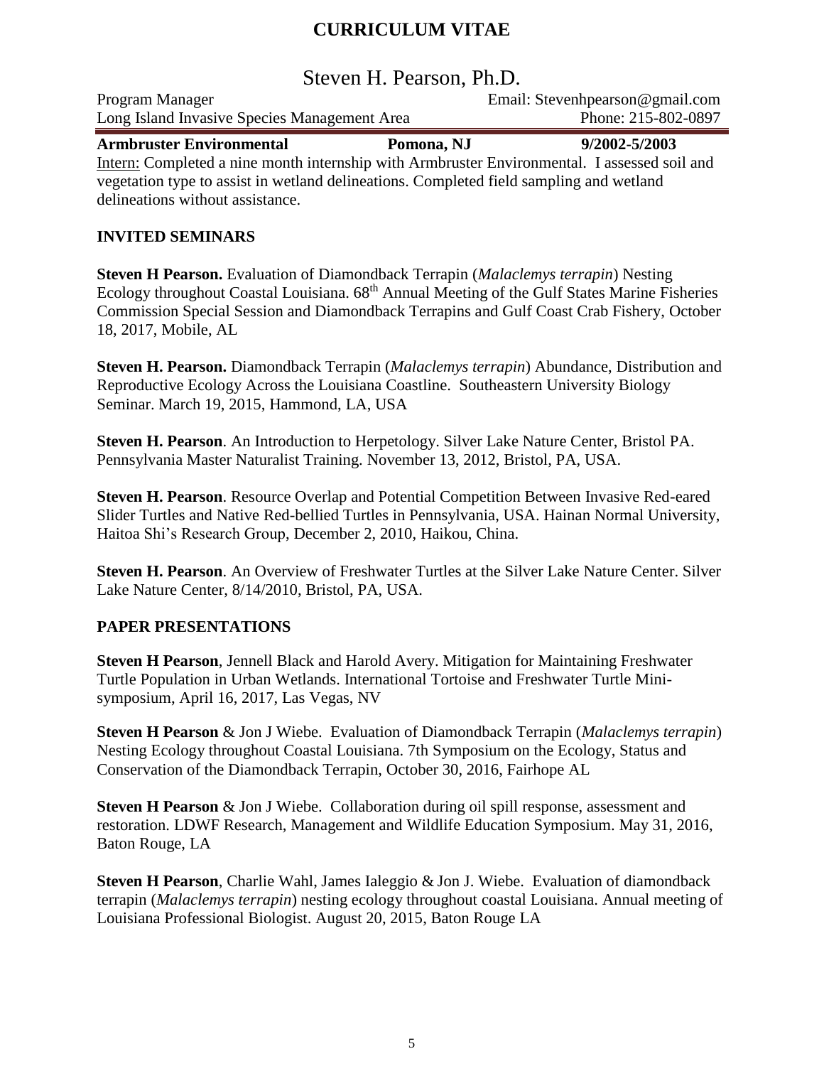**Armbruster Environmental** **Pomona, NJ** **9/2002-5/2003**

Intern: Completed a nine month internship with Armbruster Environmental. I assessed soil and vegetation type to assist in wetland delineations. Completed field sampling and wetland delineations without assistance.

## INVITED SEMINARS

**Steven H Pearson.** Evaluation of Diamondback Terrapin (*Malaclemys terrapin*) Nesting Ecology throughout Coastal Louisiana. 68th Annual Meeting of the Gulf States Marine Fisheries Commission Special Session and Diamondback Terrapins and Gulf Coast Crab Fishery, October 18, 2017, Mobile, AL

**Steven H. Pearson.** Diamondback Terrapin (*Malaclemys terrapin*) Abundance, Distribution and Reproductive Ecology Across the Louisiana Coastline. Southeastern University Biology Seminar. March 19, 2015, Hammond, LA, USA

**Steven H. Pearson**. An Introduction to Herpetology. Silver Lake Nature Center, Bristol PA. Pennsylvania Master Naturalist Training. November 13, 2012, Bristol, PA, USA.

**Steven H. Pearson**. Resource Overlap and Potential Competition Between Invasive Red-eared Slider Turtles and Native Red-bellied Turtles in Pennsylvania, USA. Hainan Normal University, Haitoa Shi's Research Group, December 2, 2010, Haikou, China.

**Steven H. Pearson**. An Overview of Freshwater Turtles at the Silver Lake Nature Center. Silver Lake Nature Center, 8/14/2010, Bristol, PA, USA.

## PAPER PRESENTATIONS

**Steven H Pearson**, Jennell Black and Harold Avery. Mitigation for Maintaining Freshwater Turtle Population in Urban Wetlands. International Tortoise and Freshwater Turtle Mini-symposium, April 16, 2017, Las Vegas, NV

**Steven H Pearson** & Jon J Wiebe. Evaluation of Diamondback Terrapin (*Malaclemys terrapin*) Nesting Ecology throughout Coastal Louisiana. 7th Symposium on the Ecology, Status and Conservation of the Diamondback Terrapin, October 30, 2016, Fairhope AL

**Steven H Pearson** & Jon J Wiebe. Collaboration during oil spill response, assessment and restoration. LDWF Research, Management and Wildlife Education Symposium. May 31, 2016, Baton Rouge, LA

**Steven H Pearson**, Charlie Wahl, James Ialeggio & Jon J. Wiebe. Evaluation of diamondback terrapin (*Malaclemys terrapin*) nesting ecology throughout coastal Louisiana. Annual meeting of Louisiana Professional Biologist. August 20, 2015, Baton Rouge LA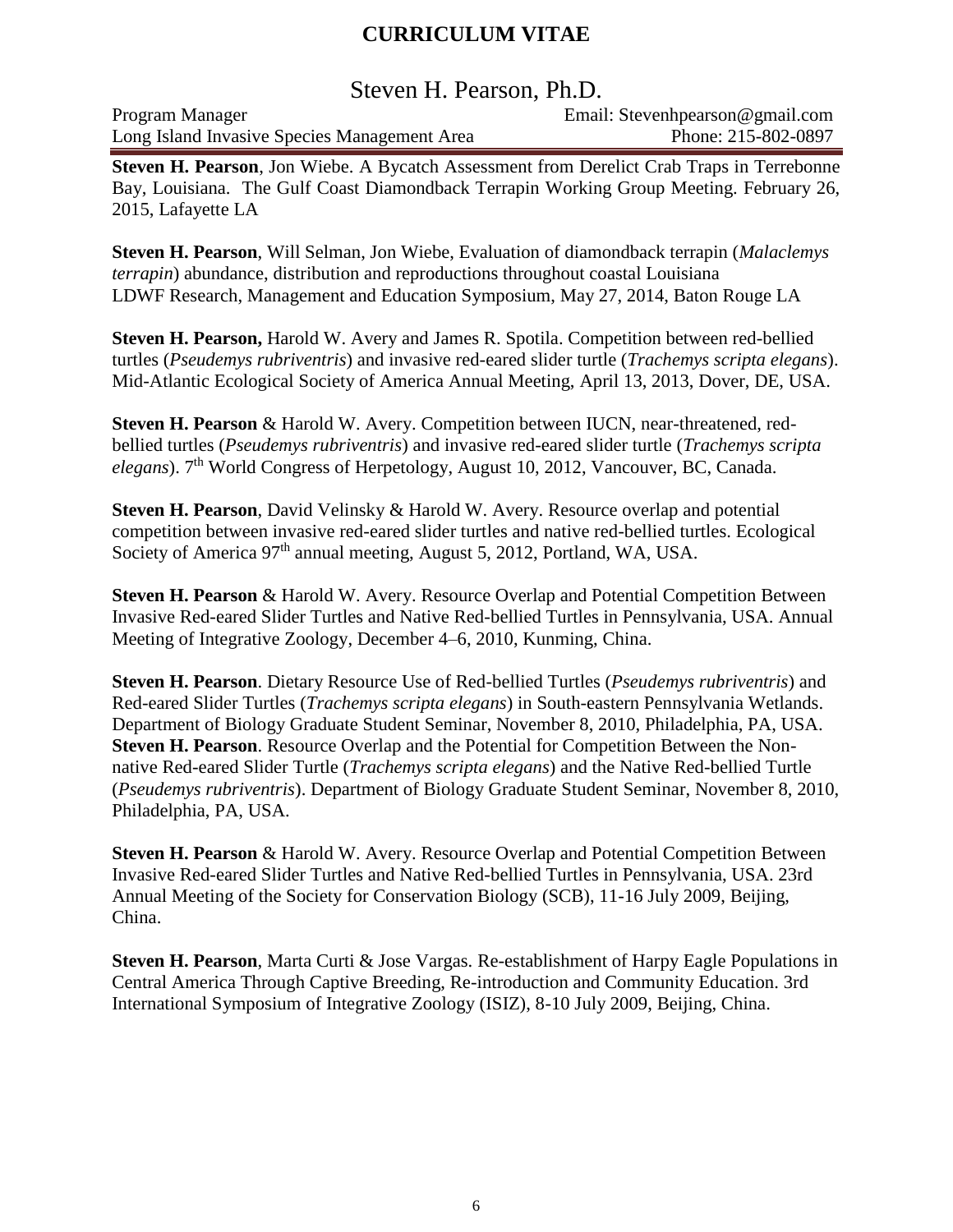# CURRICULUM VITAE

## Steven H. Pearson, Ph.D.

Program Manager
Long Island Invasive Species Management Area

Email: Stevenhpearson@gmail.com
Phone: 215-802-0897

**Steven H. Pearson**, Jon Wiebe. A Bycatch Assessment from Derelict Crab Traps in Terrebonne Bay, Louisiana. The Gulf Coast Diamondback Terrapin Working Group Meeting. February 26, 2015, Lafayette LA

**Steven H. Pearson**, Will Selman, Jon Wiebe, Evaluation of diamondback terrapin (*Malaclemys terrapin*) abundance, distribution and reproductions throughout coastal Louisiana LDWF Research, Management and Education Symposium, May 27, 2014, Baton Rouge LA

**Steven H. Pearson,** Harold W. Avery and James R. Spotila. Competition between red-bellied turtles (*Pseudemys rubriventris*) and invasive red-eared slider turtle (*Trachemys scripta elegans*). Mid-Atlantic Ecological Society of America Annual Meeting, April 13, 2013, Dover, DE, USA.

**Steven H. Pearson** & Harold W. Avery. Competition between IUCN, near-threatened, red-bellied turtles (*Pseudemys rubriventris*) and invasive red-eared slider turtle (*Trachemys scripta elegans*). 7th World Congress of Herpetology, August 10, 2012, Vancouver, BC, Canada.

**Steven H. Pearson**, David Velinsky & Harold W. Avery. Resource overlap and potential competition between invasive red-eared slider turtles and native red-bellied turtles. Ecological Society of America 97th annual meeting, August 5, 2012, Portland, WA, USA.

**Steven H. Pearson** & Harold W. Avery. Resource Overlap and Potential Competition Between Invasive Red-eared Slider Turtles and Native Red-bellied Turtles in Pennsylvania, USA. Annual Meeting of Integrative Zoology, December 4–6, 2010, Kunming, China.

**Steven H. Pearson**. Dietary Resource Use of Red-bellied Turtles (*Pseudemys rubriventris*) and Red-eared Slider Turtles (*Trachemys scripta elegans*) in South-eastern Pennsylvania Wetlands. Department of Biology Graduate Student Seminar, November 8, 2010, Philadelphia, PA, USA.

**Steven H. Pearson**. Resource Overlap and the Potential for Competition Between the Non-native Red-eared Slider Turtle (*Trachemys scripta elegans*) and the Native Red-bellied Turtle (*Pseudemys rubriventris*). Department of Biology Graduate Student Seminar, November 8, 2010, Philadelphia, PA, USA.

**Steven H. Pearson** & Harold W. Avery. Resource Overlap and Potential Competition Between Invasive Red-eared Slider Turtles and Native Red-bellied Turtles in Pennsylvania, USA. 23rd Annual Meeting of the Society for Conservation Biology (SCB), 11-16 July 2009, Beijing, China.

**Steven H. Pearson**, Marta Curti & Jose Vargas. Re-establishment of Harpy Eagle Populations in Central America Through Captive Breeding, Re-introduction and Community Education. 3rd International Symposium of Integrative Zoology (ISIZ), 8-10 July 2009, Beijing, China.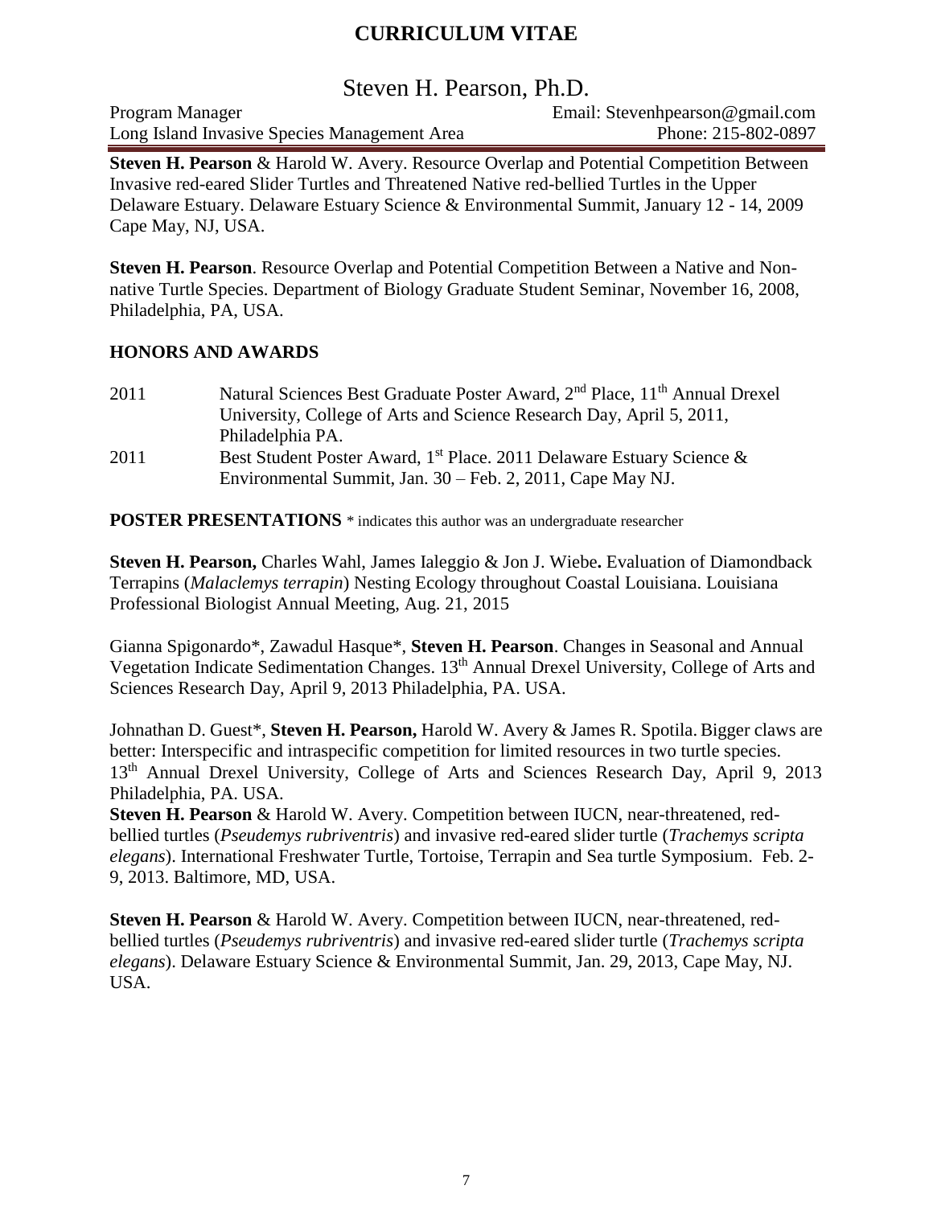# CURRICULUM VITAE

## Steven H. Pearson, Ph.D.

Program Manager Email: Stevenhpearson@gmail.com
Long Island Invasive Species Management Area Phone: 215-802-0897

**Steven H. Pearson** & Harold W. Avery. Resource Overlap and Potential Competition Between Invasive red-eared Slider Turtles and Threatened Native red-bellied Turtles in the Upper Delaware Estuary. Delaware Estuary Science & Environmental Summit, January 12 - 14, 2009 Cape May, NJ, USA.

**Steven H. Pearson**. Resource Overlap and Potential Competition Between a Native and Non-native Turtle Species. Department of Biology Graduate Student Seminar, November 16, 2008, Philadelphia, PA, USA.

### HONORS AND AWARDS

2011 Natural Sciences Best Graduate Poster Award, 2nd Place, 11th Annual Drexel University, College of Arts and Science Research Day, April 5, 2011, Philadelphia PA.

2011 Best Student Poster Award, 1st Place. 2011 Delaware Estuary Science & Environmental Summit, Jan. 30 – Feb. 2, 2011, Cape May NJ.

### POSTER PRESENTATIONS * indicates this author was an undergraduate researcher

**Steven H. Pearson,** Charles Wahl, James Ialeggio & Jon J. Wiebe**.** Evaluation of Diamondback Terrapins (*Malaclemys terrapin*) Nesting Ecology throughout Coastal Louisiana. Louisiana Professional Biologist Annual Meeting, Aug. 21, 2015

Gianna Spigonardo*, Zawadul Hasque*, **Steven H. Pearson**. Changes in Seasonal and Annual Vegetation Indicate Sedimentation Changes. 13th Annual Drexel University, College of Arts and Sciences Research Day, April 9, 2013 Philadelphia, PA. USA.

Johnathan D. Guest*, **Steven H. Pearson,** Harold W. Avery & James R. Spotila. Bigger claws are better: Interspecific and intraspecific competition for limited resources in two turtle species. 13th Annual Drexel University, College of Arts and Sciences Research Day, April 9, 2013 Philadelphia, PA. USA.

**Steven H. Pearson** & Harold W. Avery. Competition between IUCN, near-threatened, red-bellied turtles (*Pseudemys rubriventris*) and invasive red-eared slider turtle (*Trachemys scripta elegans*). International Freshwater Turtle, Tortoise, Terrapin and Sea turtle Symposium. Feb. 2-9, 2013. Baltimore, MD, USA.

**Steven H. Pearson** & Harold W. Avery. Competition between IUCN, near-threatened, red-bellied turtles (*Pseudemys rubriventris*) and invasive red-eared slider turtle (*Trachemys scripta elegans*). Delaware Estuary Science & Environmental Summit, Jan. 29, 2013, Cape May, NJ. USA.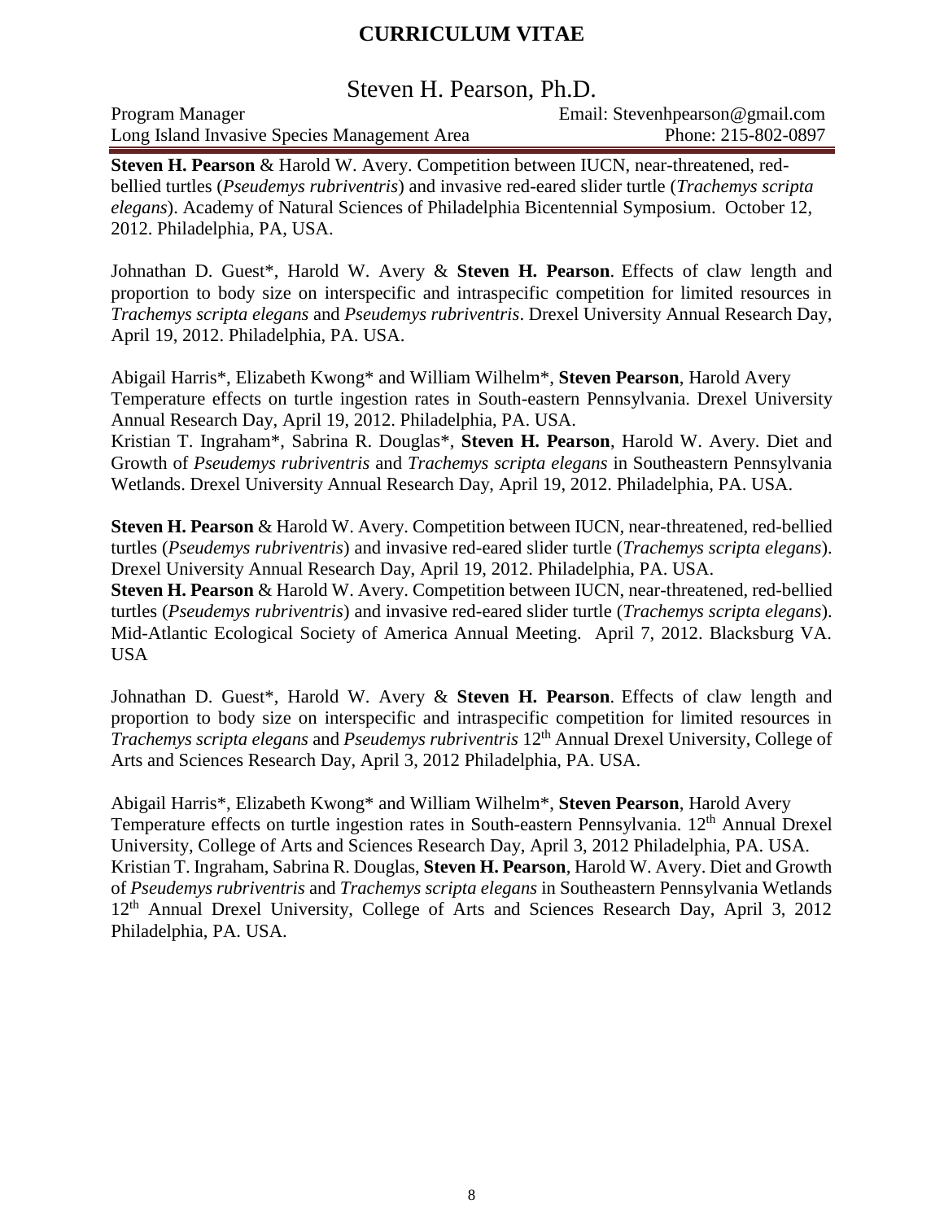**Steven H. Pearson** & Harold W. Avery. Competition between IUCN, near-threatened, red-bellied turtles (*Pseudemys rubriventris*) and invasive red-eared slider turtle (*Trachemys scripta elegans*). Academy of Natural Sciences of Philadelphia Bicentennial Symposium. October 12, 2012. Philadelphia, PA, USA.

Johnathan D. Guest*, Harold W. Avery & **Steven H. Pearson**. Effects of claw length and proportion to body size on interspecific and intraspecific competition for limited resources in *Trachemys scripta elegans* and *Pseudemys rubriventris*. Drexel University Annual Research Day, April 19, 2012. Philadelphia, PA. USA.

Abigail Harris*, Elizabeth Kwong* and William Wilhelm*, **Steven Pearson**, Harold Avery Temperature effects on turtle ingestion rates in South-eastern Pennsylvania. Drexel University Annual Research Day, April 19, 2012. Philadelphia, PA. USA.

Kristian T. Ingraham*, Sabrina R. Douglas*, **Steven H. Pearson**, Harold W. Avery. Diet and Growth of *Pseudemys rubriventris* and *Trachemys scripta elegans* in Southeastern Pennsylvania Wetlands. Drexel University Annual Research Day, April 19, 2012. Philadelphia, PA. USA.

**Steven H. Pearson** & Harold W. Avery. Competition between IUCN, near-threatened, red-bellied turtles (*Pseudemys rubriventris*) and invasive red-eared slider turtle (*Trachemys scripta elegans*). Drexel University Annual Research Day, April 19, 2012. Philadelphia, PA. USA.

**Steven H. Pearson** & Harold W. Avery. Competition between IUCN, near-threatened, red-bellied turtles (*Pseudemys rubriventris*) and invasive red-eared slider turtle (*Trachemys scripta elegans*). Mid-Atlantic Ecological Society of America Annual Meeting. April 7, 2012. Blacksburg VA. USA

Johnathan D. Guest*, Harold W. Avery & **Steven H. Pearson**. Effects of claw length and proportion to body size on interspecific and intraspecific competition for limited resources in *Trachemys scripta elegans* and *Pseudemys rubriventris* 12th Annual Drexel University, College of Arts and Sciences Research Day, April 3, 2012 Philadelphia, PA. USA.

Abigail Harris*, Elizabeth Kwong* and William Wilhelm*, **Steven Pearson**, Harold Avery Temperature effects on turtle ingestion rates in South-eastern Pennsylvania. 12th Annual Drexel University, College of Arts and Sciences Research Day, April 3, 2012 Philadelphia, PA. USA.

Kristian T. Ingraham, Sabrina R. Douglas, **Steven H. Pearson**, Harold W. Avery. Diet and Growth of *Pseudemys rubriventris* and *Trachemys scripta elegans* in Southeastern Pennsylvania Wetlands 12th Annual Drexel University, College of Arts and Sciences Research Day, April 3, 2012 Philadelphia, PA. USA.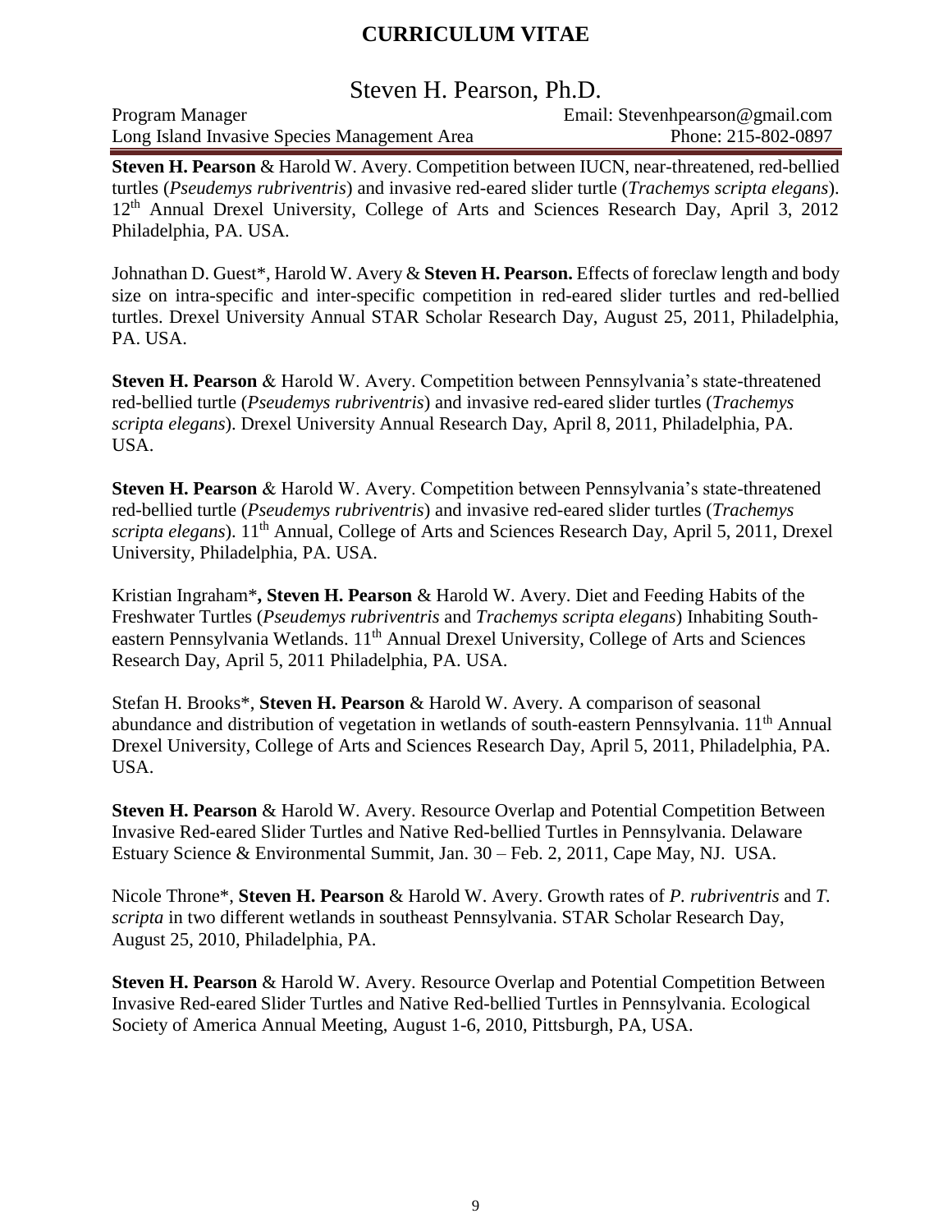# CURRICULUM VITAE

## Steven H. Pearson, Ph.D.

Program Manager  
Long Island Invasive Species Management Area

Email: Stevenhpearson@gmail.com  
Phone: 215-802-0897

**Steven H. Pearson** & Harold W. Avery. Competition between IUCN, near-threatened, red-bellied turtles (*Pseudemys rubriventris*) and invasive red-eared slider turtle (*Trachemys scripta elegans*). 12th Annual Drexel University, College of Arts and Sciences Research Day, April 3, 2012 Philadelphia, PA. USA.

Johnathan D. Guest*, Harold W. Avery & **Steven H. Pearson.** Effects of foreclaw length and body size on intra-specific and inter-specific competition in red-eared slider turtles and red-bellied turtles. Drexel University Annual STAR Scholar Research Day, August 25, 2011, Philadelphia, PA. USA.

**Steven H. Pearson** & Harold W. Avery. Competition between Pennsylvania's state-threatened red-bellied turtle (*Pseudemys rubriventris*) and invasive red-eared slider turtles (*Trachemys scripta elegans*). Drexel University Annual Research Day, April 8, 2011, Philadelphia, PA. USA.

**Steven H. Pearson** & Harold W. Avery. Competition between Pennsylvania's state-threatened red-bellied turtle (*Pseudemys rubriventris*) and invasive red-eared slider turtles (*Trachemys scripta elegans*). 11th Annual, College of Arts and Sciences Research Day, April 5, 2011, Drexel University, Philadelphia, PA. USA.

Kristian Ingraham***, Steven H. Pearson** & Harold W. Avery. Diet and Feeding Habits of the Freshwater Turtles (*Pseudemys rubriventris* and *Trachemys scripta elegans*) Inhabiting South-eastern Pennsylvania Wetlands. 11th Annual Drexel University, College of Arts and Sciences Research Day, April 5, 2011 Philadelphia, PA. USA.

Stefan H. Brooks*, **Steven H. Pearson** & Harold W. Avery. A comparison of seasonal abundance and distribution of vegetation in wetlands of south-eastern Pennsylvania. 11th Annual Drexel University, College of Arts and Sciences Research Day, April 5, 2011, Philadelphia, PA. USA.

**Steven H. Pearson** & Harold W. Avery. Resource Overlap and Potential Competition Between Invasive Red-eared Slider Turtles and Native Red-bellied Turtles in Pennsylvania. Delaware Estuary Science & Environmental Summit, Jan. 30 – Feb. 2, 2011, Cape May, NJ. USA.

Nicole Throne*, **Steven H. Pearson** & Harold W. Avery. Growth rates of *P. rubriventris* and *T. scripta* in two different wetlands in southeast Pennsylvania. STAR Scholar Research Day, August 25, 2010, Philadelphia, PA.

**Steven H. Pearson** & Harold W. Avery. Resource Overlap and Potential Competition Between Invasive Red-eared Slider Turtles and Native Red-bellied Turtles in Pennsylvania. Ecological Society of America Annual Meeting, August 1-6, 2010, Pittsburgh, PA, USA.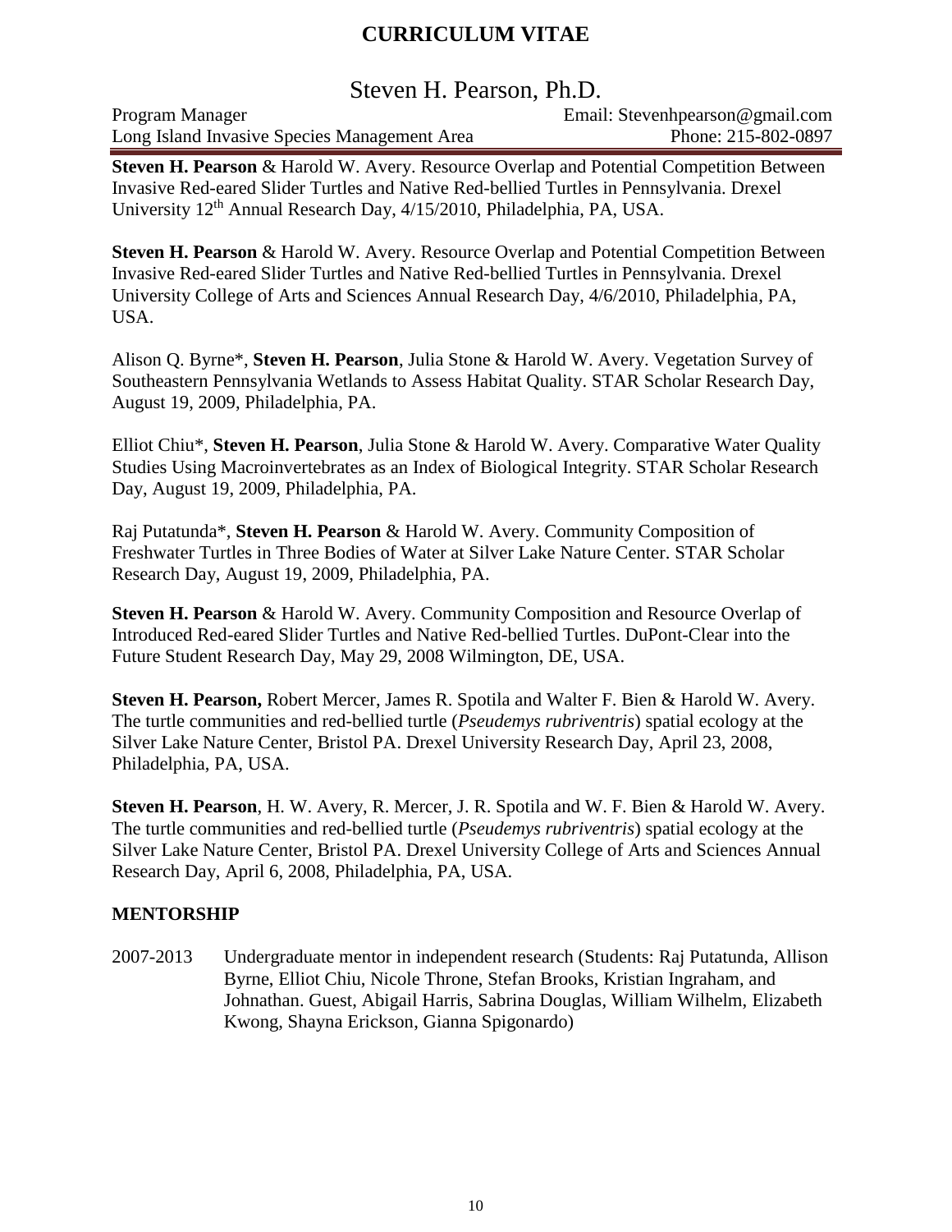# CURRICULUM VITAE

## Steven H. Pearson, Ph.D.

Program Manager — Email: Stevenhpearson@gmail.com
Long Island Invasive Species Management Area — Phone: 215-802-0897

**Steven H. Pearson** & Harold W. Avery. Resource Overlap and Potential Competition Between Invasive Red-eared Slider Turtles and Native Red-bellied Turtles in Pennsylvania. Drexel University 12th Annual Research Day, 4/15/2010, Philadelphia, PA, USA.

**Steven H. Pearson** & Harold W. Avery. Resource Overlap and Potential Competition Between Invasive Red-eared Slider Turtles and Native Red-bellied Turtles in Pennsylvania. Drexel University College of Arts and Sciences Annual Research Day, 4/6/2010, Philadelphia, PA, USA.

Alison Q. Byrne*, **Steven H. Pearson**, Julia Stone & Harold W. Avery. Vegetation Survey of Southeastern Pennsylvania Wetlands to Assess Habitat Quality. STAR Scholar Research Day, August 19, 2009, Philadelphia, PA.

Elliot Chiu*, **Steven H. Pearson**, Julia Stone & Harold W. Avery. Comparative Water Quality Studies Using Macroinvertebrates as an Index of Biological Integrity. STAR Scholar Research Day, August 19, 2009, Philadelphia, PA.

Raj Putatunda*, **Steven H. Pearson** & Harold W. Avery. Community Composition of Freshwater Turtles in Three Bodies of Water at Silver Lake Nature Center. STAR Scholar Research Day, August 19, 2009, Philadelphia, PA.

**Steven H. Pearson** & Harold W. Avery. Community Composition and Resource Overlap of Introduced Red-eared Slider Turtles and Native Red-bellied Turtles. DuPont-Clear into the Future Student Research Day, May 29, 2008 Wilmington, DE, USA.

**Steven H. Pearson,** Robert Mercer, James R. Spotila and Walter F. Bien & Harold W. Avery. The turtle communities and red-bellied turtle (*Pseudemys rubriventris*) spatial ecology at the Silver Lake Nature Center, Bristol PA. Drexel University Research Day, April 23, 2008, Philadelphia, PA, USA.

**Steven H. Pearson**, H. W. Avery, R. Mercer, J. R. Spotila and W. F. Bien & Harold W. Avery. The turtle communities and red-bellied turtle (*Pseudemys rubriventris*) spatial ecology at the Silver Lake Nature Center, Bristol PA. Drexel University College of Arts and Sciences Annual Research Day, April 6, 2008, Philadelphia, PA, USA.

### MENTORSHIP

2007-2013 Undergraduate mentor in independent research (Students: Raj Putatunda, Allison Byrne, Elliot Chiu, Nicole Throne, Stefan Brooks, Kristian Ingraham, and Johnathan. Guest, Abigail Harris, Sabrina Douglas, William Wilhelm, Elizabeth Kwong, Shayna Erickson, Gianna Spigonardo)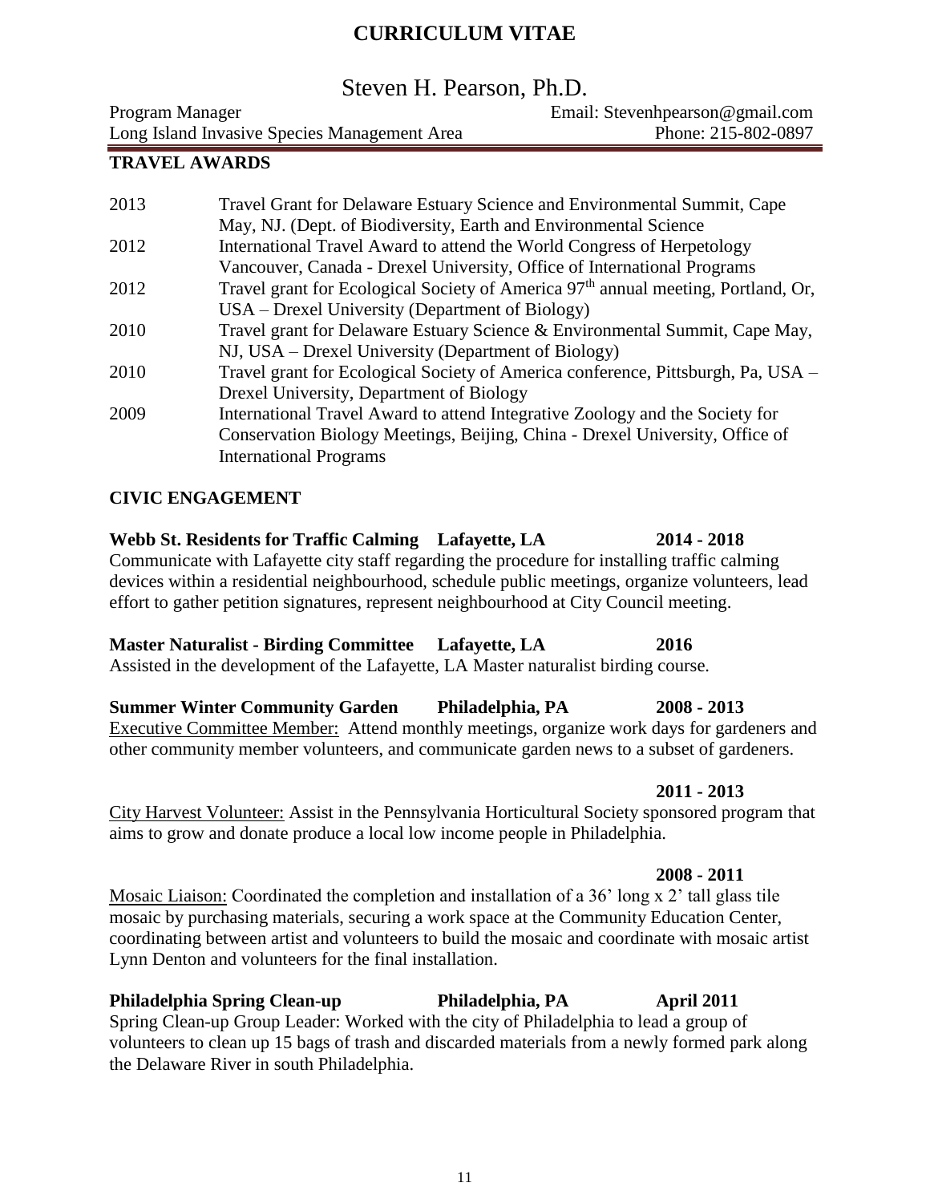# CURRICULUM VITAE

## Steven H. Pearson, Ph.D.

Program Manager
Long Island Invasive Species Management Area

Email: Stevenhpearson@gmail.com
Phone: 215-802-0897

### TRAVEL AWARDS

| | |
|---|---|
| 2013 | Travel Grant for Delaware Estuary Science and Environmental Summit, Cape May, NJ. (Dept. of Biodiversity, Earth and Environmental Science |
| 2012 | International Travel Award to attend the World Congress of Herpetology Vancouver, Canada - Drexel University, Office of International Programs |
| 2012 | Travel grant for Ecological Society of America 97th annual meeting, Portland, Or, USA – Drexel University (Department of Biology) |
| 2010 | Travel grant for Delaware Estuary Science & Environmental Summit, Cape May, NJ, USA – Drexel University (Department of Biology) |
| 2010 | Travel grant for Ecological Society of America conference, Pittsburgh, Pa, USA – Drexel University, Department of Biology |
| 2009 | International Travel Award to attend Integrative Zoology and the Society for Conservation Biology Meetings, Beijing, China - Drexel University, Office of International Programs |

### CIVIC ENGAGEMENT

**Webb St. Residents for Traffic Calming Lafayette, LA 2014 - 2018**

Communicate with Lafayette city staff regarding the procedure for installing traffic calming devices within a residential neighbourhood, schedule public meetings, organize volunteers, lead effort to gather petition signatures, represent neighbourhood at City Council meeting.

**Master Naturalist - Birding Committee Lafayette, LA 2016**

Assisted in the development of the Lafayette, LA Master naturalist birding course.

**Summer Winter Community Garden Philadelphia, PA 2008 - 2013**

Executive Committee Member: Attend monthly meetings, organize work days for gardeners and other community member volunteers, and communicate garden news to a subset of gardeners.

**2011 - 2013**

City Harvest Volunteer: Assist in the Pennsylvania Horticultural Society sponsored program that aims to grow and donate produce a local low income people in Philadelphia.

**2008 - 2011**

Mosaic Liaison: Coordinated the completion and installation of a 36' long x 2' tall glass tile mosaic by purchasing materials, securing a work space at the Community Education Center, coordinating between artist and volunteers to build the mosaic and coordinate with mosaic artist Lynn Denton and volunteers for the final installation.

**Philadelphia Spring Clean-up Philadelphia, PA April 2011**

Spring Clean-up Group Leader: Worked with the city of Philadelphia to lead a group of volunteers to clean up 15 bags of trash and discarded materials from a newly formed park along the Delaware River in south Philadelphia.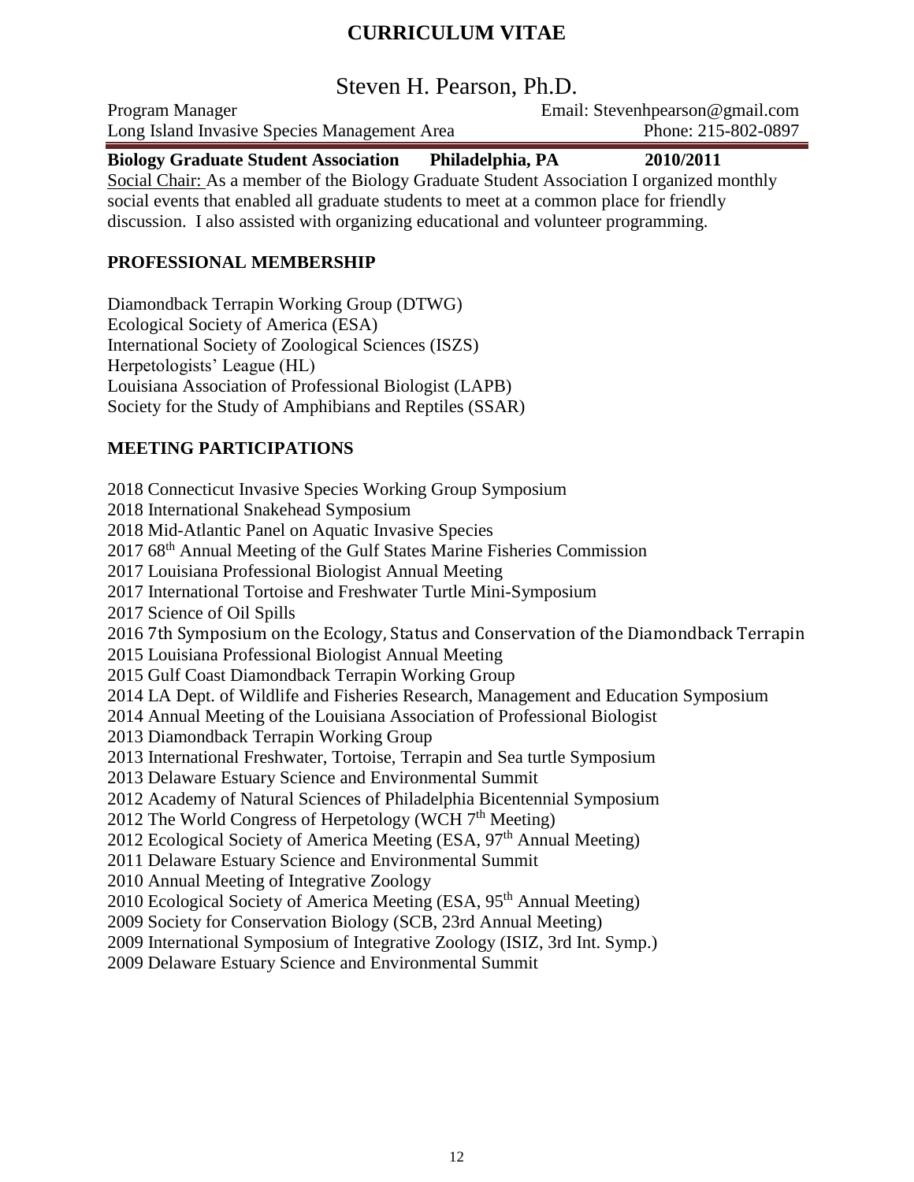# CURRICULUM VITAE

## Steven H. Pearson, Ph.D.

Program Manager — Email: Stevenhpearson@gmail.com
Long Island Invasive Species Management Area — Phone: 215-802-0897

**Biology Graduate Student Association — Philadelphia, PA — 2010/2011**

Social Chair: As a member of the Biology Graduate Student Association I organized monthly social events that enabled all graduate students to meet at a common place for friendly discussion. I also assisted with organizing educational and volunteer programming.

### PROFESSIONAL MEMBERSHIP

Diamondback Terrapin Working Group (DTWG)
Ecological Society of America (ESA)
International Society of Zoological Sciences (ISZS)
Herpetologists' League (HL)
Louisiana Association of Professional Biologist (LAPB)
Society for the Study of Amphibians and Reptiles (SSAR)

### MEETING PARTICIPATIONS

2018 Connecticut Invasive Species Working Group Symposium
2018 International Snakehead Symposium
2018 Mid-Atlantic Panel on Aquatic Invasive Species
2017 68th Annual Meeting of the Gulf States Marine Fisheries Commission
2017 Louisiana Professional Biologist Annual Meeting
2017 International Tortoise and Freshwater Turtle Mini-Symposium
2017 Science of Oil Spills
2016 7th Symposium on the Ecology, Status and Conservation of the Diamondback Terrapin
2015 Louisiana Professional Biologist Annual Meeting
2015 Gulf Coast Diamondback Terrapin Working Group
2014 LA Dept. of Wildlife and Fisheries Research, Management and Education Symposium
2014 Annual Meeting of the Louisiana Association of Professional Biologist
2013 Diamondback Terrapin Working Group
2013 International Freshwater, Tortoise, Terrapin and Sea turtle Symposium
2013 Delaware Estuary Science and Environmental Summit
2012 Academy of Natural Sciences of Philadelphia Bicentennial Symposium
2012 The World Congress of Herpetology (WCH 7th Meeting)
2012 Ecological Society of America Meeting (ESA, 97th Annual Meeting)
2011 Delaware Estuary Science and Environmental Summit
2010 Annual Meeting of Integrative Zoology
2010 Ecological Society of America Meeting (ESA, 95th Annual Meeting)
2009 Society for Conservation Biology (SCB, 23rd Annual Meeting)
2009 International Symposium of Integrative Zoology (ISIZ, 3rd Int. Symp.)
2009 Delaware Estuary Science and Environmental Summit